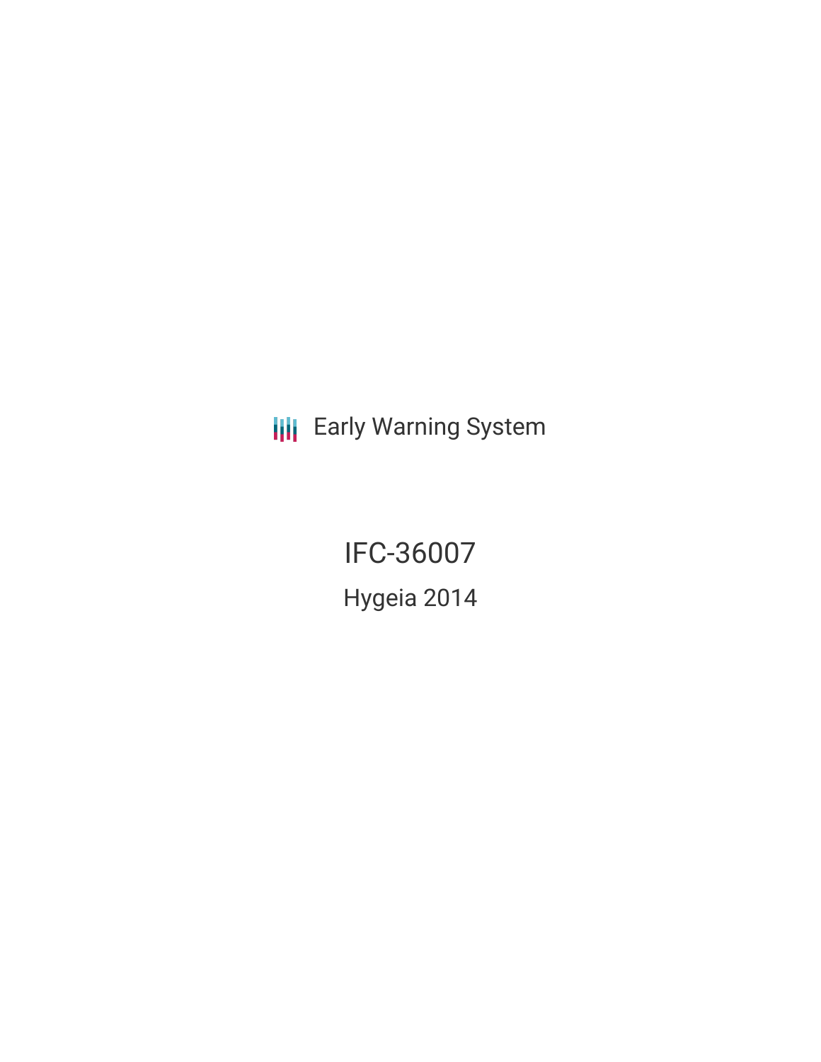Early Warning System

# IFC-36007

## Hygeia 2014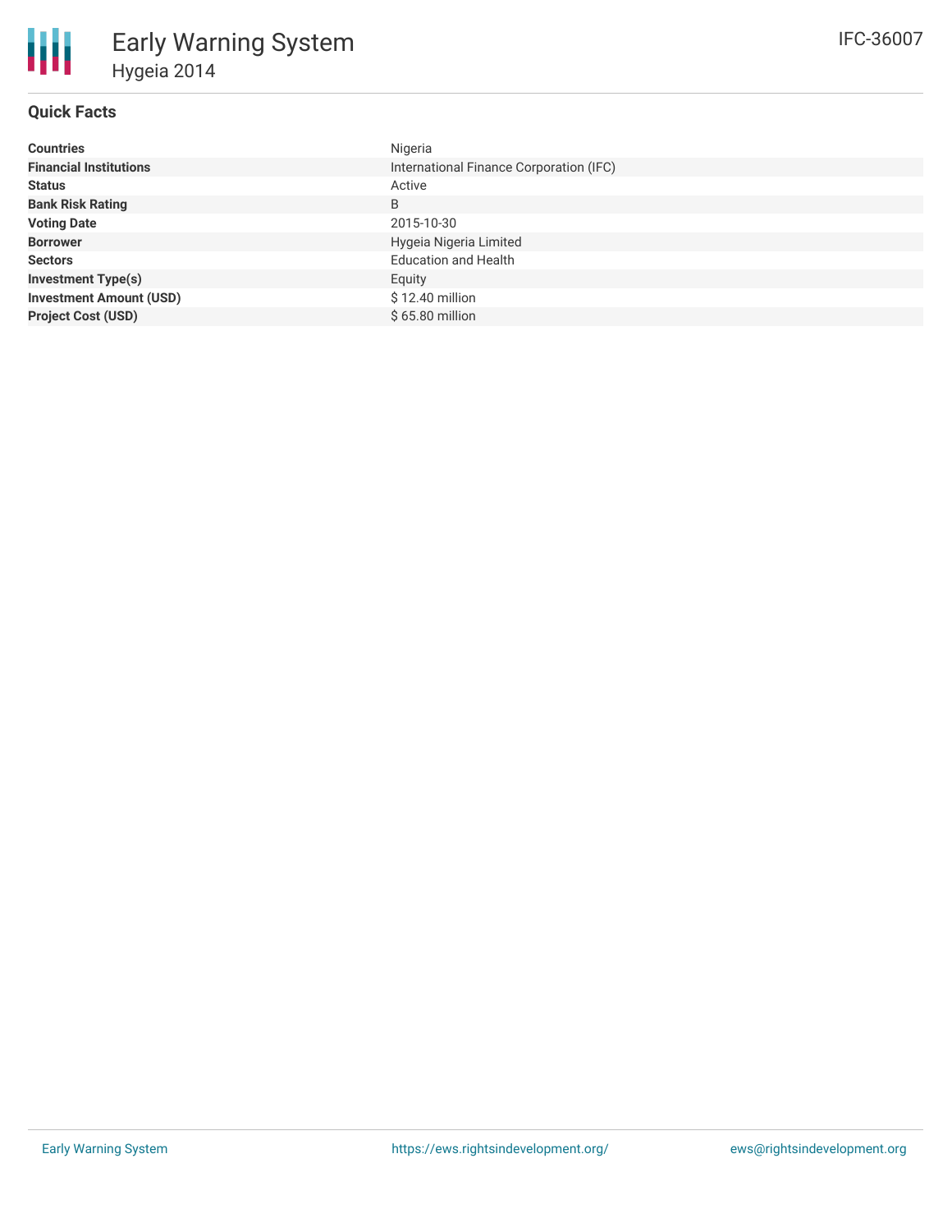# Early Warning System

## Hygeia 2014

IFC-36007

### Quick Facts

| | |
|---|---|
| **Countries** | Nigeria |
| **Financial Institutions** | International Finance Corporation (IFC) |
| **Status** | Active |
| **Bank Risk Rating** | B |
| **Voting Date** | 2015-10-30 |
| **Borrower** | Hygeia Nigeria Limited |
| **Sectors** | Education and Health |
| **Investment Type(s)** | Equity |
| **Investment Amount (USD)** | $ 12.40 million |
| **Project Cost (USD)** | $ 65.80 million |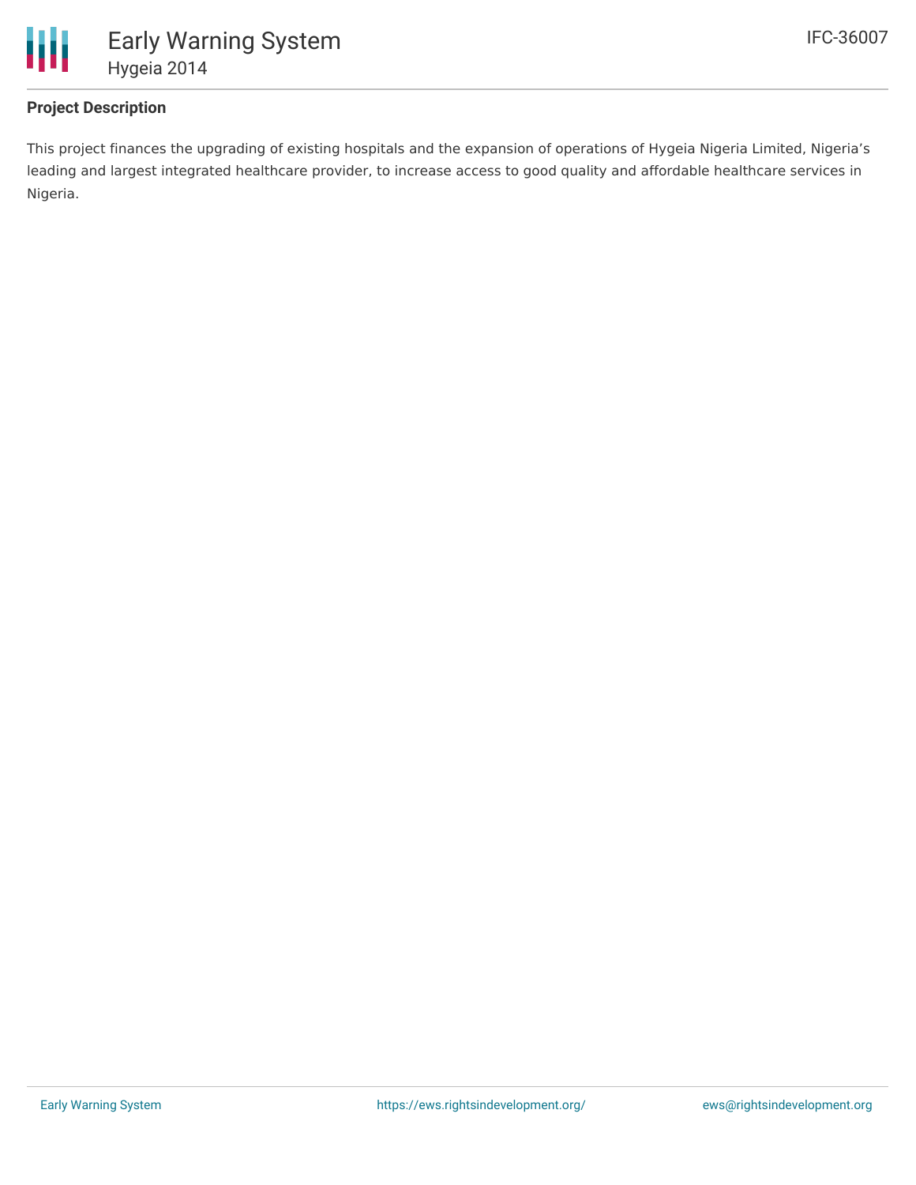## Project Description

This project finances the upgrading of existing hospitals and the expansion of operations of Hygeia Nigeria Limited, Nigeria's leading and largest integrated healthcare provider, to increase access to good quality and affordable healthcare services in Nigeria.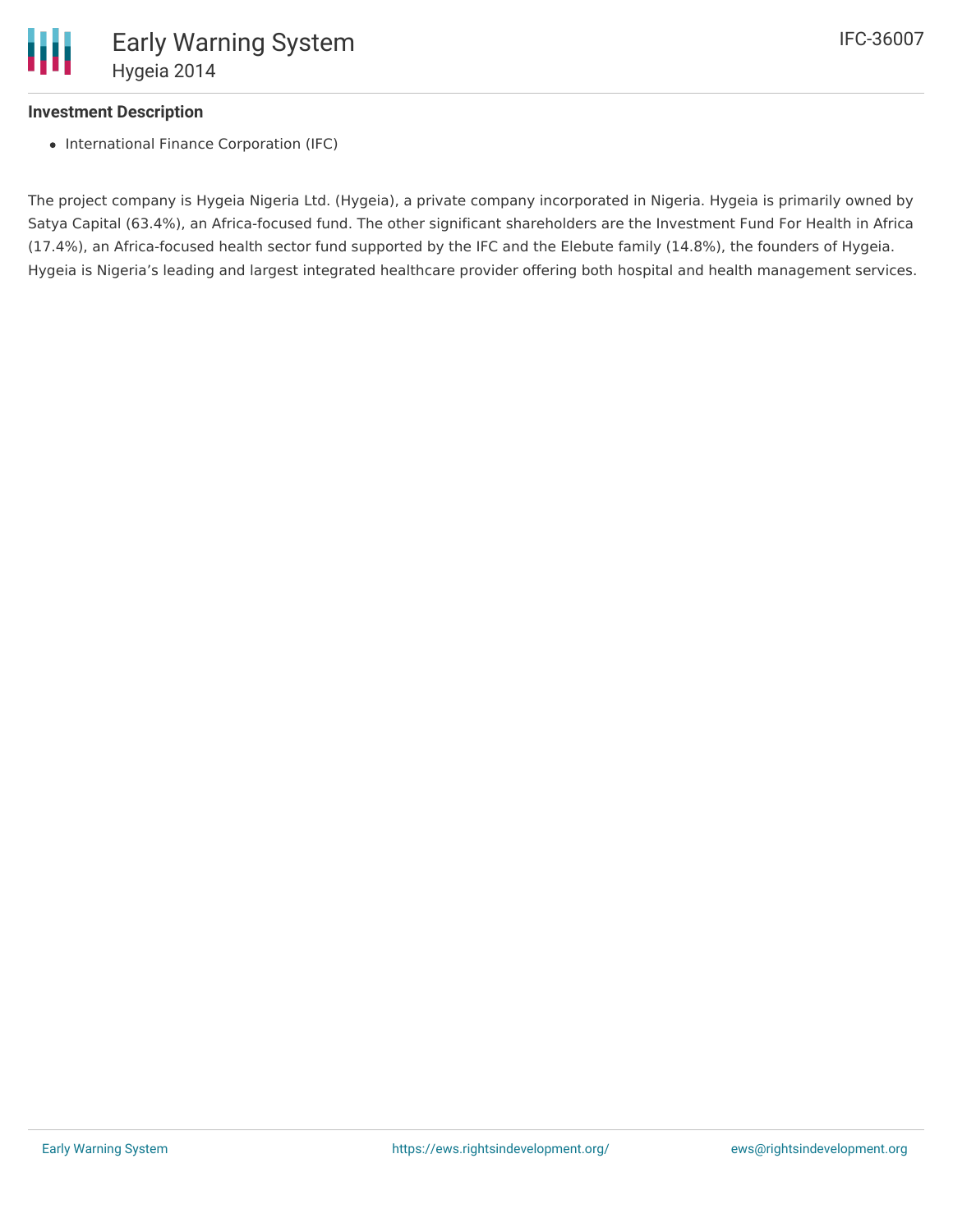### Investment Description

- International Finance Corporation (IFC)

The project company is Hygeia Nigeria Ltd. (Hygeia), a private company incorporated in Nigeria. Hygeia is primarily owned by Satya Capital (63.4%), an Africa-focused fund. The other significant shareholders are the Investment Fund For Health in Africa (17.4%), an Africa-focused health sector fund supported by the IFC and the Elebute family (14.8%), the founders of Hygeia. Hygeia is Nigeria's leading and largest integrated healthcare provider offering both hospital and health management services.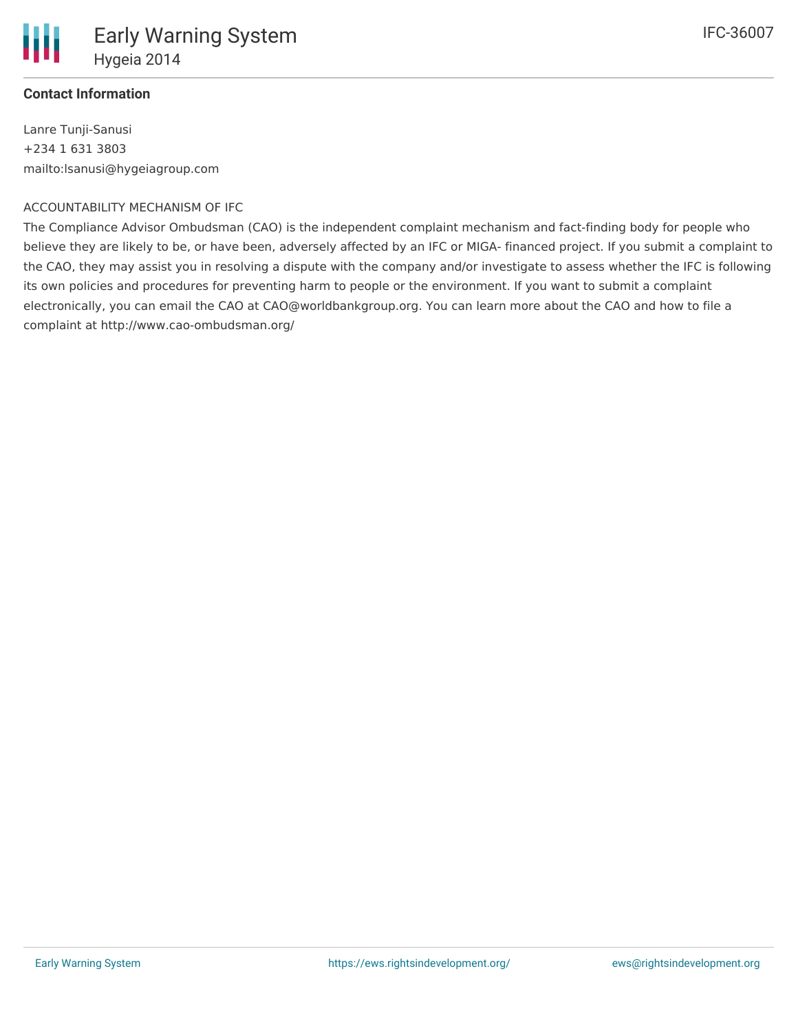**Contact Information**

Lanre Tunji-Sanusi
+234 1 631 3803
mailto:lsanusi@hygeiagroup.com

ACCOUNTABILITY MECHANISM OF IFC

The Compliance Advisor Ombudsman (CAO) is the independent complaint mechanism and fact-finding body for people who believe they are likely to be, or have been, adversely affected by an IFC or MIGA- financed project. If you submit a complaint to the CAO, they may assist you in resolving a dispute with the company and/or investigate to assess whether the IFC is following its own policies and procedures for preventing harm to people or the environment. If you want to submit a complaint electronically, you can email the CAO at CAO@worldbankgroup.org. You can learn more about the CAO and how to file a complaint at http://www.cao-ombudsman.org/